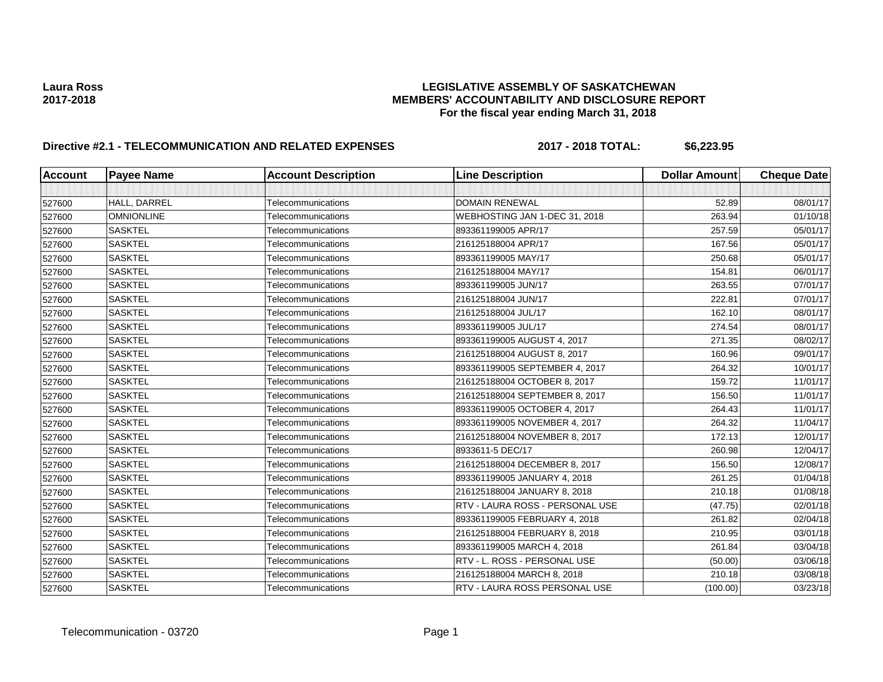**Laura Ross**
**2017-2018**

# LEGISLATIVE ASSEMBLY OF SASKATCHEWAN
## MEMBERS' ACCOUNTABILITY AND DISCLOSURE REPORT
### For the fiscal year ending March 31, 2018

**Directive #2.1 - TELECOMMUNICATION AND RELATED EXPENSES** **2017 - 2018 TOTAL: $6,223.95**

| Account | Payee Name | Account Description | Line Description | Dollar Amount | Cheque Date |
|---|---|---|---|---|---|
| | | | | | |
| 527600 | HALL, DARREL | Telecommunications | DOMAIN RENEWAL | 52.89 | 08/01/17 |
| 527600 | OMNIONLINE | Telecommunications | WEBHOSTING JAN 1-DEC 31, 2018 | 263.94 | 01/10/18 |
| 527600 | SASKTEL | Telecommunications | 893361199005 APR/17 | 257.59 | 05/01/17 |
| 527600 | SASKTEL | Telecommunications | 216125188004 APR/17 | 167.56 | 05/01/17 |
| 527600 | SASKTEL | Telecommunications | 893361199005 MAY/17 | 250.68 | 05/01/17 |
| 527600 | SASKTEL | Telecommunications | 216125188004 MAY/17 | 154.81 | 06/01/17 |
| 527600 | SASKTEL | Telecommunications | 893361199005 JUN/17 | 263.55 | 07/01/17 |
| 527600 | SASKTEL | Telecommunications | 216125188004 JUN/17 | 222.81 | 07/01/17 |
| 527600 | SASKTEL | Telecommunications | 216125188004 JUL/17 | 162.10 | 08/01/17 |
| 527600 | SASKTEL | Telecommunications | 893361199005 JUL/17 | 274.54 | 08/01/17 |
| 527600 | SASKTEL | Telecommunications | 893361199005 AUGUST 4, 2017 | 271.35 | 08/02/17 |
| 527600 | SASKTEL | Telecommunications | 216125188004 AUGUST 8, 2017 | 160.96 | 09/01/17 |
| 527600 | SASKTEL | Telecommunications | 893361199005 SEPTEMBER 4, 2017 | 264.32 | 10/01/17 |
| 527600 | SASKTEL | Telecommunications | 216125188004 OCTOBER 8, 2017 | 159.72 | 11/01/17 |
| 527600 | SASKTEL | Telecommunications | 216125188004 SEPTEMBER 8, 2017 | 156.50 | 11/01/17 |
| 527600 | SASKTEL | Telecommunications | 893361199005 OCTOBER 4, 2017 | 264.43 | 11/01/17 |
| 527600 | SASKTEL | Telecommunications | 893361199005 NOVEMBER 4, 2017 | 264.32 | 11/04/17 |
| 527600 | SASKTEL | Telecommunications | 216125188004 NOVEMBER 8, 2017 | 172.13 | 12/01/17 |
| 527600 | SASKTEL | Telecommunications | 8933611-5 DEC/17 | 260.98 | 12/04/17 |
| 527600 | SASKTEL | Telecommunications | 216125188004 DECEMBER 8, 2017 | 156.50 | 12/08/17 |
| 527600 | SASKTEL | Telecommunications | 893361199005 JANUARY 4, 2018 | 261.25 | 01/04/18 |
| 527600 | SASKTEL | Telecommunications | 216125188004 JANUARY 8, 2018 | 210.18 | 01/08/18 |
| 527600 | SASKTEL | Telecommunications | RTV - LAURA ROSS - PERSONAL USE | (47.75) | 02/01/18 |
| 527600 | SASKTEL | Telecommunications | 893361199005 FEBRUARY 4, 2018 | 261.82 | 02/04/18 |
| 527600 | SASKTEL | Telecommunications | 216125188004 FEBRUARY 8, 2018 | 210.95 | 03/01/18 |
| 527600 | SASKTEL | Telecommunications | 893361199005 MARCH 4, 2018 | 261.84 | 03/04/18 |
| 527600 | SASKTEL | Telecommunications | RTV - L. ROSS - PERSONAL USE | (50.00) | 03/06/18 |
| 527600 | SASKTEL | Telecommunications | 216125188004 MARCH 8, 2018 | 210.18 | 03/08/18 |
| 527600 | SASKTEL | Telecommunications | RTV - LAURA ROSS PERSONAL USE | (100.00) | 03/23/18 |

Telecommunication - 03720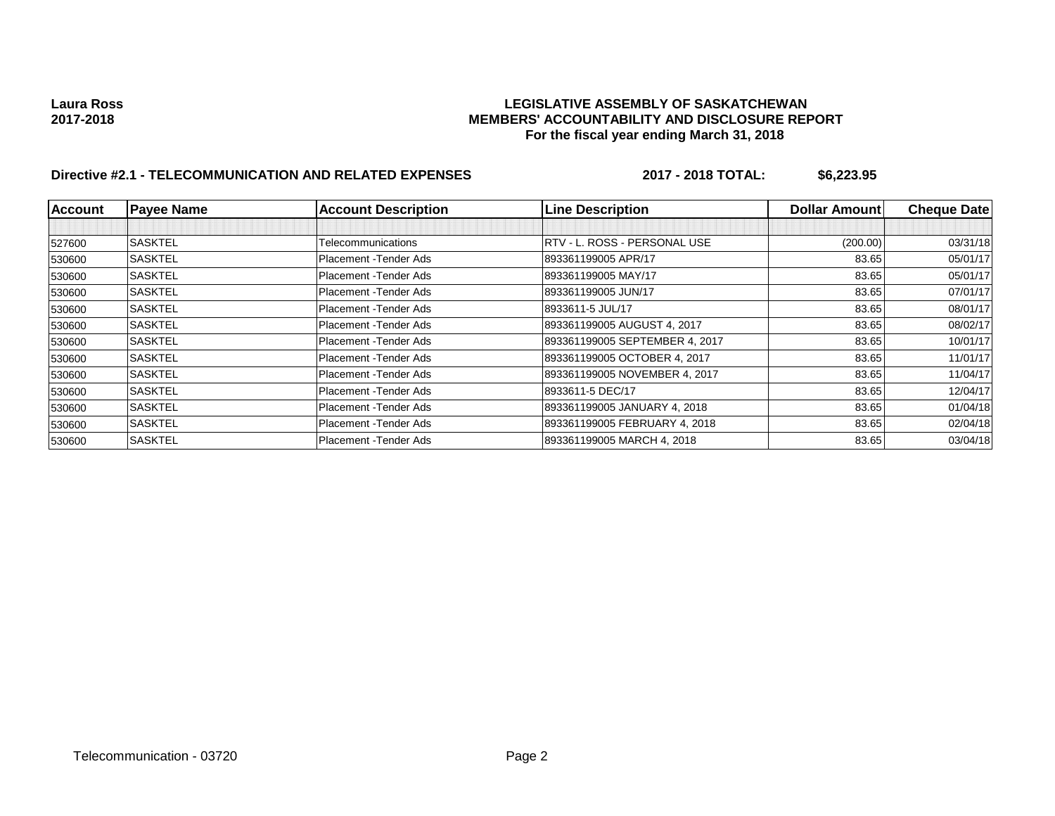**Laura Ross**
**2017-2018**

**LEGISLATIVE ASSEMBLY OF SASKATCHEWAN**
**MEMBERS' ACCOUNTABILITY AND DISCLOSURE REPORT**
**For the fiscal year ending March 31, 2018**

**Directive #2.1 - TELECOMMUNICATION AND RELATED EXPENSES** **2017 - 2018 TOTAL: $6,223.95**

| Account | Payee Name | Account Description | Line Description | Dollar Amount | Cheque Date |
|---|---|---|---|---|---|
| | | | | | |
| 527600 | SASKTEL | Telecommunications | RTV - L. ROSS - PERSONAL USE | (200.00) | 03/31/18 |
| 530600 | SASKTEL | Placement -Tender Ads | 893361199005 APR/17 | 83.65 | 05/01/17 |
| 530600 | SASKTEL | Placement -Tender Ads | 893361199005 MAY/17 | 83.65 | 05/01/17 |
| 530600 | SASKTEL | Placement -Tender Ads | 893361199005 JUN/17 | 83.65 | 07/01/17 |
| 530600 | SASKTEL | Placement -Tender Ads | 8933611-5 JUL/17 | 83.65 | 08/01/17 |
| 530600 | SASKTEL | Placement -Tender Ads | 893361199005 AUGUST 4, 2017 | 83.65 | 08/02/17 |
| 530600 | SASKTEL | Placement -Tender Ads | 893361199005 SEPTEMBER 4, 2017 | 83.65 | 10/01/17 |
| 530600 | SASKTEL | Placement -Tender Ads | 893361199005 OCTOBER 4, 2017 | 83.65 | 11/01/17 |
| 530600 | SASKTEL | Placement -Tender Ads | 893361199005 NOVEMBER 4, 2017 | 83.65 | 11/04/17 |
| 530600 | SASKTEL | Placement -Tender Ads | 8933611-5 DEC/17 | 83.65 | 12/04/17 |
| 530600 | SASKTEL | Placement -Tender Ads | 893361199005 JANUARY 4, 2018 | 83.65 | 01/04/18 |
| 530600 | SASKTEL | Placement -Tender Ads | 893361199005 FEBRUARY 4, 2018 | 83.65 | 02/04/18 |
| 530600 | SASKTEL | Placement -Tender Ads | 893361199005 MARCH 4, 2018 | 83.65 | 03/04/18 |

Telecommunication - 03720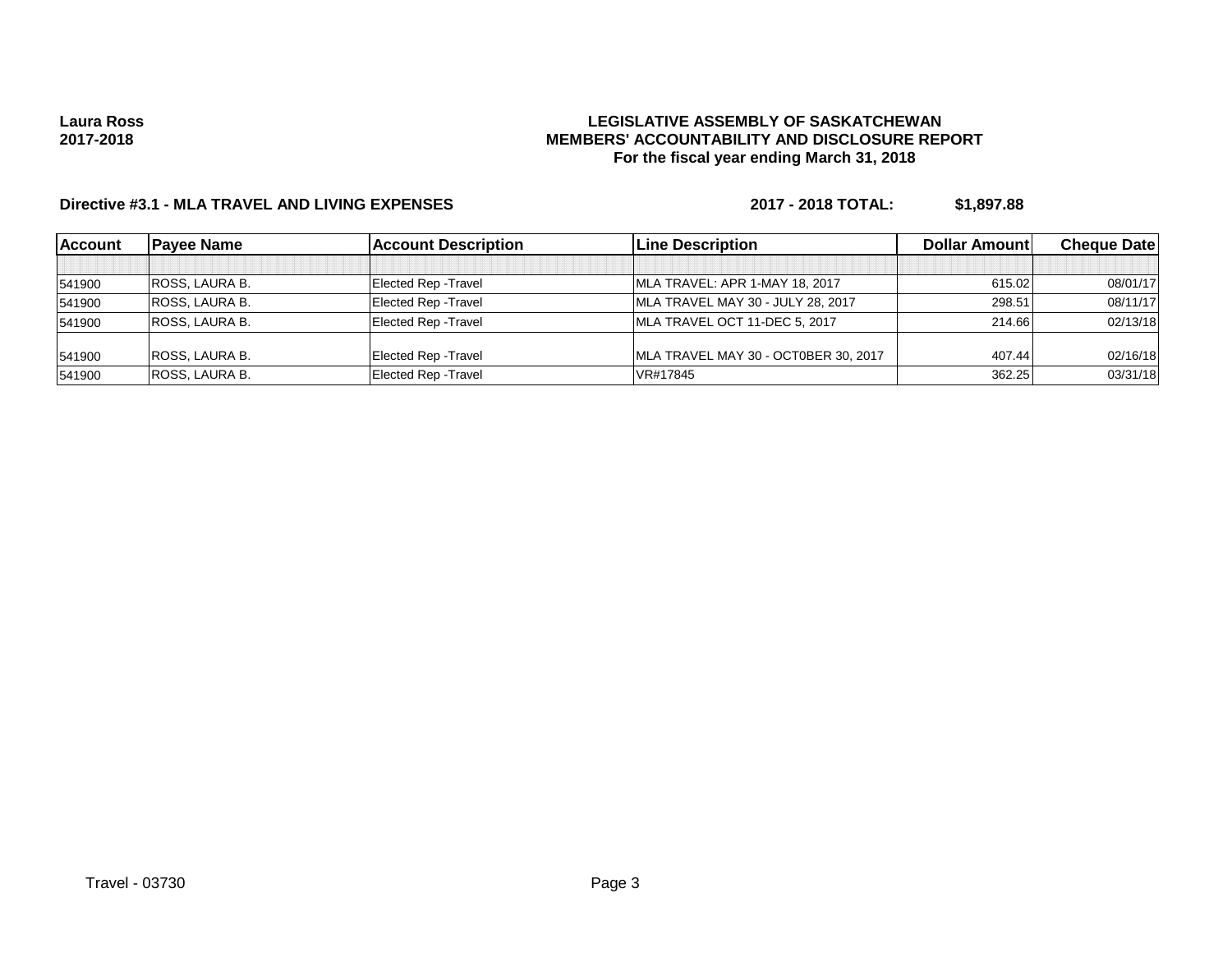**Laura Ross**
**2017-2018**

**LEGISLATIVE ASSEMBLY OF SASKATCHEWAN**
**MEMBERS' ACCOUNTABILITY AND DISCLOSURE REPORT**
**For the fiscal year ending March 31, 2018**

**Directive #3.1 - MLA TRAVEL AND LIVING EXPENSES** **2017 - 2018 TOTAL: $1,897.88**

| Account | Payee Name | Account Description | Line Description | Dollar Amount | Cheque Date |
|---|---|---|---|---|---|
| | | | | | |
| 541900 | ROSS, LAURA B. | Elected Rep -Travel | MLA TRAVEL: APR 1-MAY 18, 2017 | 615.02 | 08/01/17 |
| 541900 | ROSS, LAURA B. | Elected Rep -Travel | MLA TRAVEL MAY 30 - JULY 28, 2017 | 298.51 | 08/11/17 |
| 541900 | ROSS, LAURA B. | Elected Rep -Travel | MLA TRAVEL OCT 11-DEC 5, 2017 | 214.66 | 02/13/18 |
| 541900 | ROSS, LAURA B. | Elected Rep -Travel | MLA TRAVEL MAY 30 - OCT0BER 30, 2017 | 407.44 | 02/16/18 |
| 541900 | ROSS, LAURA B. | Elected Rep -Travel | VR#17845 | 362.25 | 03/31/18 |

Travel - 03730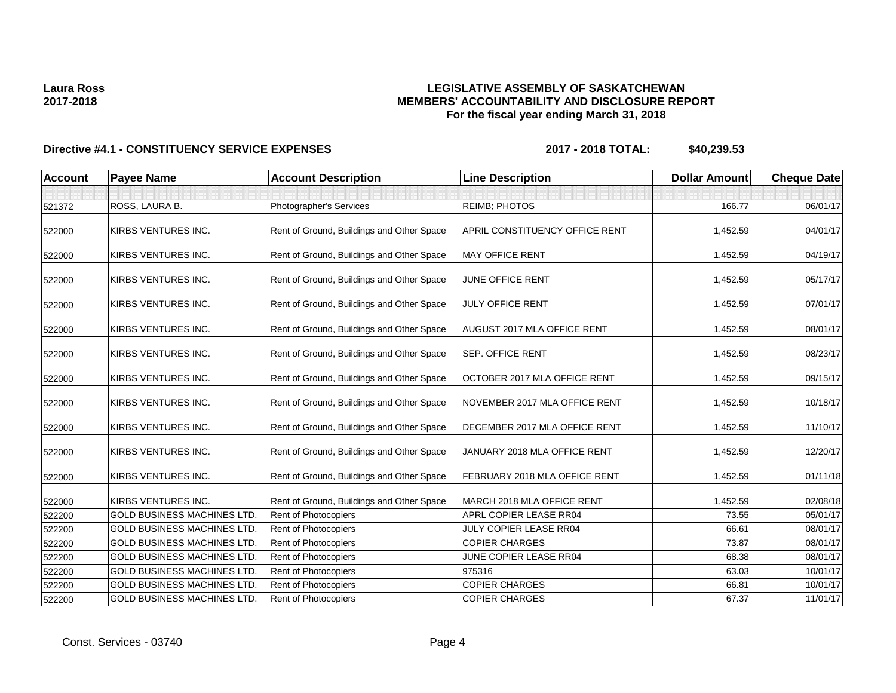**Laura Ross**
**2017-2018**

**LEGISLATIVE ASSEMBLY OF SASKATCHEWAN**
**MEMBERS' ACCOUNTABILITY AND DISCLOSURE REPORT**
**For the fiscal year ending March 31, 2018**

**Directive #4.1 - CONSTITUENCY SERVICE EXPENSES** **2017 - 2018 TOTAL: $40,239.53**

| Account | Payee Name | Account Description | Line Description | Dollar Amount | Cheque Date |
|---|---|---|---|---|---|
| | | | | | |
| 521372 | ROSS, LAURA B. | Photographer's Services | REIMB; PHOTOS | 166.77 | 06/01/17 |
| 522000 | KIRBS VENTURES INC. | Rent of Ground, Buildings and Other Space | APRIL CONSTITUENCY OFFICE RENT | 1,452.59 | 04/01/17 |
| 522000 | KIRBS VENTURES INC. | Rent of Ground, Buildings and Other Space | MAY OFFICE RENT | 1,452.59 | 04/19/17 |
| 522000 | KIRBS VENTURES INC. | Rent of Ground, Buildings and Other Space | JUNE OFFICE RENT | 1,452.59 | 05/17/17 |
| 522000 | KIRBS VENTURES INC. | Rent of Ground, Buildings and Other Space | JULY OFFICE RENT | 1,452.59 | 07/01/17 |
| 522000 | KIRBS VENTURES INC. | Rent of Ground, Buildings and Other Space | AUGUST 2017 MLA OFFICE RENT | 1,452.59 | 08/01/17 |
| 522000 | KIRBS VENTURES INC. | Rent of Ground, Buildings and Other Space | SEP. OFFICE RENT | 1,452.59 | 08/23/17 |
| 522000 | KIRBS VENTURES INC. | Rent of Ground, Buildings and Other Space | OCTOBER 2017 MLA OFFICE RENT | 1,452.59 | 09/15/17 |
| 522000 | KIRBS VENTURES INC. | Rent of Ground, Buildings and Other Space | NOVEMBER 2017 MLA OFFICE RENT | 1,452.59 | 10/18/17 |
| 522000 | KIRBS VENTURES INC. | Rent of Ground, Buildings and Other Space | DECEMBER 2017 MLA OFFICE RENT | 1,452.59 | 11/10/17 |
| 522000 | KIRBS VENTURES INC. | Rent of Ground, Buildings and Other Space | JANUARY 2018 MLA OFFICE RENT | 1,452.59 | 12/20/17 |
| 522000 | KIRBS VENTURES INC. | Rent of Ground, Buildings and Other Space | FEBRUARY 2018 MLA OFFICE RENT | 1,452.59 | 01/11/18 |
| 522000 | KIRBS VENTURES INC. | Rent of Ground, Buildings and Other Space | MARCH 2018 MLA OFFICE RENT | 1,452.59 | 02/08/18 |
| 522200 | GOLD BUSINESS MACHINES LTD. | Rent of Photocopiers | APRL COPIER LEASE RR04 | 73.55 | 05/01/17 |
| 522200 | GOLD BUSINESS MACHINES LTD. | Rent of Photocopiers | JULY COPIER LEASE RR04 | 66.61 | 08/01/17 |
| 522200 | GOLD BUSINESS MACHINES LTD. | Rent of Photocopiers | COPIER CHARGES | 73.87 | 08/01/17 |
| 522200 | GOLD BUSINESS MACHINES LTD. | Rent of Photocopiers | JUNE COPIER LEASE RR04 | 68.38 | 08/01/17 |
| 522200 | GOLD BUSINESS MACHINES LTD. | Rent of Photocopiers | 975316 | 63.03 | 10/01/17 |
| 522200 | GOLD BUSINESS MACHINES LTD. | Rent of Photocopiers | COPIER CHARGES | 66.81 | 10/01/17 |
| 522200 | GOLD BUSINESS MACHINES LTD. | Rent of Photocopiers | COPIER CHARGES | 67.37 | 11/01/17 |

Const. Services - 03740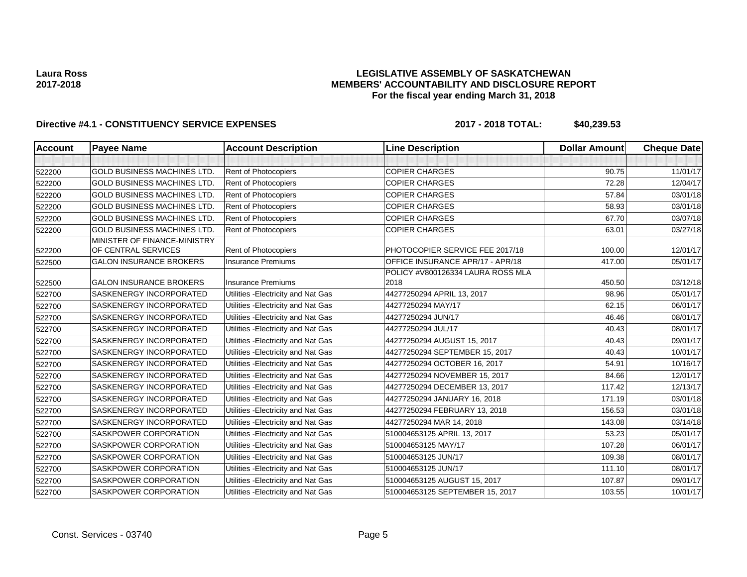**Laura Ross**
**2017-2018**

**LEGISLATIVE ASSEMBLY OF SASKATCHEWAN**
**MEMBERS' ACCOUNTABILITY AND DISCLOSURE REPORT**
**For the fiscal year ending March 31, 2018**

**Directive #4.1 - CONSTITUENCY SERVICE EXPENSES** **2017 - 2018 TOTAL: $40,239.53**

| Account | Payee Name | Account Description | Line Description | Dollar Amount | Cheque Date |
|---|---|---|---|---|---|
| | | | | | |
| 522200 | GOLD BUSINESS MACHINES LTD. | Rent of Photocopiers | COPIER CHARGES | 90.75 | 11/01/17 |
| 522200 | GOLD BUSINESS MACHINES LTD. | Rent of Photocopiers | COPIER CHARGES | 72.28 | 12/04/17 |
| 522200 | GOLD BUSINESS MACHINES LTD. | Rent of Photocopiers | COPIER CHARGES | 57.84 | 03/01/18 |
| 522200 | GOLD BUSINESS MACHINES LTD. | Rent of Photocopiers | COPIER CHARGES | 58.93 | 03/01/18 |
| 522200 | GOLD BUSINESS MACHINES LTD. | Rent of Photocopiers | COPIER CHARGES | 67.70 | 03/07/18 |
| 522200 | GOLD BUSINESS MACHINES LTD. | Rent of Photocopiers | COPIER CHARGES | 63.01 | 03/27/18 |
| 522200 | MINISTER OF FINANCE-MINISTRY OF CENTRAL SERVICES | Rent of Photocopiers | PHOTOCOPIER SERVICE FEE 2017/18 | 100.00 | 12/01/17 |
| 522500 | GALON INSURANCE BROKERS | Insurance Premiums | OFFICE INSURANCE APR/17 - APR/18 | 417.00 | 05/01/17 |
| 522500 | GALON INSURANCE BROKERS | Insurance Premiums | POLICY #V800126334 LAURA ROSS MLA 2018 | 450.50 | 03/12/18 |
| 522700 | SASKENERGY INCORPORATED | Utilities -Electricity and Nat Gas | 44277250294 APRIL 13, 2017 | 98.96 | 05/01/17 |
| 522700 | SASKENERGY INCORPORATED | Utilities -Electricity and Nat Gas | 44277250294 MAY/17 | 62.15 | 06/01/17 |
| 522700 | SASKENERGY INCORPORATED | Utilities -Electricity and Nat Gas | 44277250294 JUN/17 | 46.46 | 08/01/17 |
| 522700 | SASKENERGY INCORPORATED | Utilities -Electricity and Nat Gas | 44277250294 JUL/17 | 40.43 | 08/01/17 |
| 522700 | SASKENERGY INCORPORATED | Utilities -Electricity and Nat Gas | 44277250294 AUGUST 15, 2017 | 40.43 | 09/01/17 |
| 522700 | SASKENERGY INCORPORATED | Utilities -Electricity and Nat Gas | 44277250294 SEPTEMBER 15, 2017 | 40.43 | 10/01/17 |
| 522700 | SASKENERGY INCORPORATED | Utilities -Electricity and Nat Gas | 44277250294 OCTOBER 16, 2017 | 54.91 | 10/16/17 |
| 522700 | SASKENERGY INCORPORATED | Utilities -Electricity and Nat Gas | 44277250294 NOVEMBER 15, 2017 | 84.66 | 12/01/17 |
| 522700 | SASKENERGY INCORPORATED | Utilities -Electricity and Nat Gas | 44277250294 DECEMBER 13, 2017 | 117.42 | 12/13/17 |
| 522700 | SASKENERGY INCORPORATED | Utilities -Electricity and Nat Gas | 44277250294 JANUARY 16, 2018 | 171.19 | 03/01/18 |
| 522700 | SASKENERGY INCORPORATED | Utilities -Electricity and Nat Gas | 44277250294 FEBRUARY 13, 2018 | 156.53 | 03/01/18 |
| 522700 | SASKENERGY INCORPORATED | Utilities -Electricity and Nat Gas | 44277250294 MAR 14, 2018 | 143.08 | 03/14/18 |
| 522700 | SASKPOWER CORPORATION | Utilities -Electricity and Nat Gas | 510004653125 APRIL 13, 2017 | 53.23 | 05/01/17 |
| 522700 | SASKPOWER CORPORATION | Utilities -Electricity and Nat Gas | 510004653125 MAY/17 | 107.28 | 06/01/17 |
| 522700 | SASKPOWER CORPORATION | Utilities -Electricity and Nat Gas | 510004653125 JUN/17 | 109.38 | 08/01/17 |
| 522700 | SASKPOWER CORPORATION | Utilities -Electricity and Nat Gas | 510004653125 JUN/17 | 111.10 | 08/01/17 |
| 522700 | SASKPOWER CORPORATION | Utilities -Electricity and Nat Gas | 510004653125 AUGUST 15, 2017 | 107.87 | 09/01/17 |
| 522700 | SASKPOWER CORPORATION | Utilities -Electricity and Nat Gas | 510004653125 SEPTEMBER 15, 2017 | 103.55 | 10/01/17 |

Const. Services - 03740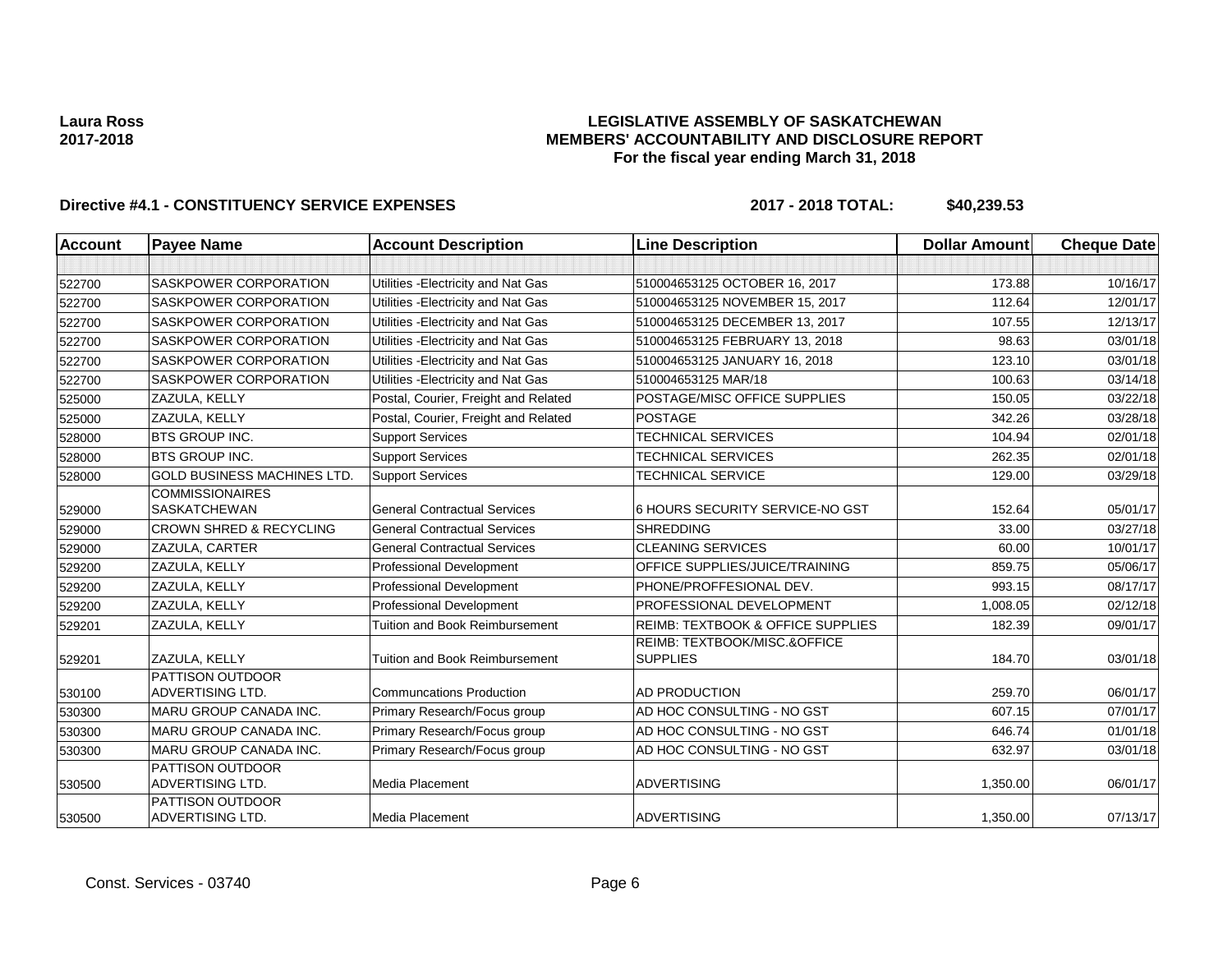**Laura Ross**
**2017-2018**

**LEGISLATIVE ASSEMBLY OF SASKATCHEWAN**
**MEMBERS' ACCOUNTABILITY AND DISCLOSURE REPORT**
**For the fiscal year ending March 31, 2018**

**Directive #4.1 - CONSTITUENCY SERVICE EXPENSES** **2017 - 2018 TOTAL: $40,239.53**

| Account | Payee Name | Account Description | Line Description | Dollar Amount | Cheque Date |
|---|---|---|---|---|---|
| | | | | | |
| 522700 | SASKPOWER CORPORATION | Utilities -Electricity and Nat Gas | 510004653125 OCTOBER 16, 2017 | 173.88 | 10/16/17 |
| 522700 | SASKPOWER CORPORATION | Utilities -Electricity and Nat Gas | 510004653125 NOVEMBER 15, 2017 | 112.64 | 12/01/17 |
| 522700 | SASKPOWER CORPORATION | Utilities -Electricity and Nat Gas | 510004653125 DECEMBER 13, 2017 | 107.55 | 12/13/17 |
| 522700 | SASKPOWER CORPORATION | Utilities -Electricity and Nat Gas | 510004653125 FEBRUARY 13, 2018 | 98.63 | 03/01/18 |
| 522700 | SASKPOWER CORPORATION | Utilities -Electricity and Nat Gas | 510004653125 JANUARY 16, 2018 | 123.10 | 03/01/18 |
| 522700 | SASKPOWER CORPORATION | Utilities -Electricity and Nat Gas | 510004653125 MAR/18 | 100.63 | 03/14/18 |
| 525000 | ZAZULA, KELLY | Postal, Courier, Freight and Related | POSTAGE/MISC OFFICE SUPPLIES | 150.05 | 03/22/18 |
| 525000 | ZAZULA, KELLY | Postal, Courier, Freight and Related | POSTAGE | 342.26 | 03/28/18 |
| 528000 | BTS GROUP INC. | Support Services | TECHNICAL SERVICES | 104.94 | 02/01/18 |
| 528000 | BTS GROUP INC. | Support Services | TECHNICAL SERVICES | 262.35 | 02/01/18 |
| 528000 | GOLD BUSINESS MACHINES LTD. | Support Services | TECHNICAL SERVICE | 129.00 | 03/29/18 |
| 529000 | COMMISSIONAIRES SASKATCHEWAN | General Contractual Services | 6 HOURS SECURITY SERVICE-NO GST | 152.64 | 05/01/17 |
| 529000 | CROWN SHRED & RECYCLING | General Contractual Services | SHREDDING | 33.00 | 03/27/18 |
| 529000 | ZAZULA, CARTER | General Contractual Services | CLEANING SERVICES | 60.00 | 10/01/17 |
| 529200 | ZAZULA, KELLY | Professional Development | OFFICE SUPPLIES/JUICE/TRAINING | 859.75 | 05/06/17 |
| 529200 | ZAZULA, KELLY | Professional Development | PHONE/PROFFESIONAL DEV. | 993.15 | 08/17/17 |
| 529200 | ZAZULA, KELLY | Professional Development | PROFESSIONAL DEVELOPMENT | 1,008.05 | 02/12/18 |
| 529201 | ZAZULA, KELLY | Tuition and Book Reimbursement | REIMB: TEXTBOOK & OFFICE SUPPLIES | 182.39 | 09/01/17 |
| 529201 | ZAZULA, KELLY | Tuition and Book Reimbursement | REIMB: TEXTBOOK/MISC.&OFFICE SUPPLIES | 184.70 | 03/01/18 |
| 530100 | PATTISON OUTDOOR ADVERTISING LTD. | Communcations Production | AD PRODUCTION | 259.70 | 06/01/17 |
| 530300 | MARU GROUP CANADA INC. | Primary Research/Focus group | AD HOC CONSULTING - NO GST | 607.15 | 07/01/17 |
| 530300 | MARU GROUP CANADA INC. | Primary Research/Focus group | AD HOC CONSULTING - NO GST | 646.74 | 01/01/18 |
| 530300 | MARU GROUP CANADA INC. | Primary Research/Focus group | AD HOC CONSULTING - NO GST | 632.97 | 03/01/18 |
| 530500 | PATTISON OUTDOOR ADVERTISING LTD. | Media Placement | ADVERTISING | 1,350.00 | 06/01/17 |
| 530500 | PATTISON OUTDOOR ADVERTISING LTD. | Media Placement | ADVERTISING | 1,350.00 | 07/13/17 |

Const. Services - 03740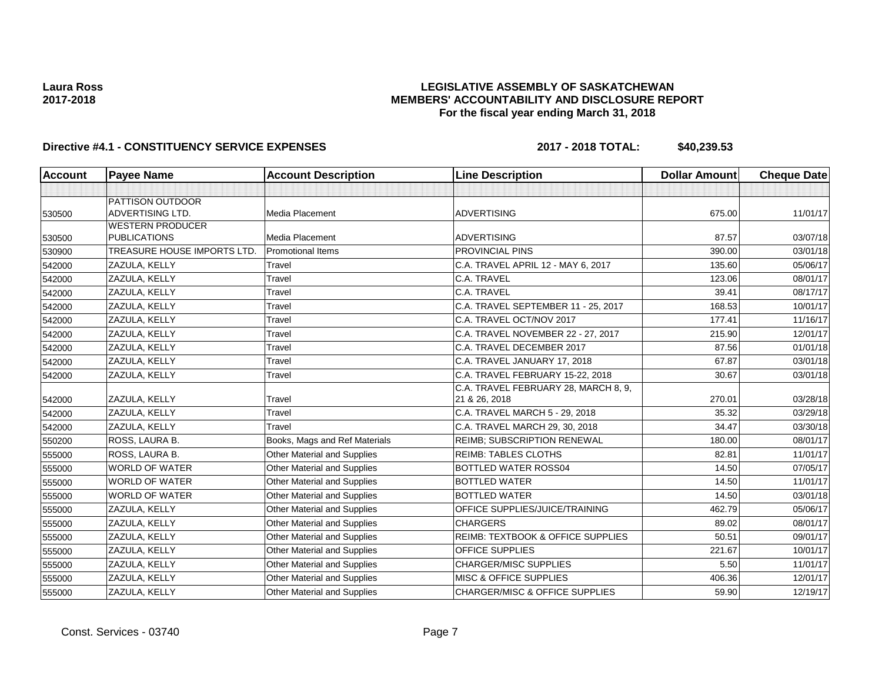**Laura Ross**
**2017-2018**

# LEGISLATIVE ASSEMBLY OF SASKATCHEWAN
## MEMBERS' ACCOUNTABILITY AND DISCLOSURE REPORT
### For the fiscal year ending March 31, 2018

**Directive #4.1 - CONSTITUENCY SERVICE EXPENSES** **2017 - 2018 TOTAL: $40,239.53**

| Account | Payee Name | Account Description | Line Description | Dollar Amount | Cheque Date |
|---|---|---|---|---|---|
| | | | | | |
| 530500 | PATTISON OUTDOOR ADVERTISING LTD. | Media Placement | ADVERTISING | 675.00 | 11/01/17 |
| 530500 | WESTERN PRODUCER PUBLICATIONS | Media Placement | ADVERTISING | 87.57 | 03/07/18 |
| 530900 | TREASURE HOUSE IMPORTS LTD. | Promotional Items | PROVINCIAL PINS | 390.00 | 03/01/18 |
| 542000 | ZAZULA, KELLY | Travel | C.A. TRAVEL APRIL 12 - MAY 6, 2017 | 135.60 | 05/06/17 |
| 542000 | ZAZULA, KELLY | Travel | C.A. TRAVEL | 123.06 | 08/01/17 |
| 542000 | ZAZULA, KELLY | Travel | C.A. TRAVEL | 39.41 | 08/17/17 |
| 542000 | ZAZULA, KELLY | Travel | C.A. TRAVEL SEPTEMBER 11 - 25, 2017 | 168.53 | 10/01/17 |
| 542000 | ZAZULA, KELLY | Travel | C.A. TRAVEL OCT/NOV 2017 | 177.41 | 11/16/17 |
| 542000 | ZAZULA, KELLY | Travel | C.A. TRAVEL NOVEMBER 22 - 27, 2017 | 215.90 | 12/01/17 |
| 542000 | ZAZULA, KELLY | Travel | C.A. TRAVEL DECEMBER 2017 | 87.56 | 01/01/18 |
| 542000 | ZAZULA, KELLY | Travel | C.A. TRAVEL JANUARY 17, 2018 | 67.87 | 03/01/18 |
| 542000 | ZAZULA, KELLY | Travel | C.A. TRAVEL FEBRUARY 15-22, 2018 | 30.67 | 03/01/18 |
| 542000 | ZAZULA, KELLY | Travel | C.A. TRAVEL FEBRUARY 28, MARCH 8, 9, 21 & 26, 2018 | 270.01 | 03/28/18 |
| 542000 | ZAZULA, KELLY | Travel | C.A. TRAVEL MARCH 5 - 29, 2018 | 35.32 | 03/29/18 |
| 542000 | ZAZULA, KELLY | Travel | C.A. TRAVEL MARCH 29, 30, 2018 | 34.47 | 03/30/18 |
| 550200 | ROSS, LAURA B. | Books, Mags and Ref Materials | REIMB; SUBSCRIPTION RENEWAL | 180.00 | 08/01/17 |
| 555000 | ROSS, LAURA B. | Other Material and Supplies | REIMB: TABLES CLOTHS | 82.81 | 11/01/17 |
| 555000 | WORLD OF WATER | Other Material and Supplies | BOTTLED WATER ROSS04 | 14.50 | 07/05/17 |
| 555000 | WORLD OF WATER | Other Material and Supplies | BOTTLED WATER | 14.50 | 11/01/17 |
| 555000 | WORLD OF WATER | Other Material and Supplies | BOTTLED WATER | 14.50 | 03/01/18 |
| 555000 | ZAZULA, KELLY | Other Material and Supplies | OFFICE SUPPLIES/JUICE/TRAINING | 462.79 | 05/06/17 |
| 555000 | ZAZULA, KELLY | Other Material and Supplies | CHARGERS | 89.02 | 08/01/17 |
| 555000 | ZAZULA, KELLY | Other Material and Supplies | REIMB: TEXTBOOK & OFFICE SUPPLIES | 50.51 | 09/01/17 |
| 555000 | ZAZULA, KELLY | Other Material and Supplies | OFFICE SUPPLIES | 221.67 | 10/01/17 |
| 555000 | ZAZULA, KELLY | Other Material and Supplies | CHARGER/MISC SUPPLIES | 5.50 | 11/01/17 |
| 555000 | ZAZULA, KELLY | Other Material and Supplies | MISC & OFFICE SUPPLIES | 406.36 | 12/01/17 |
| 555000 | ZAZULA, KELLY | Other Material and Supplies | CHARGER/MISC & OFFICE SUPPLIES | 59.90 | 12/19/17 |

Const. Services - 03740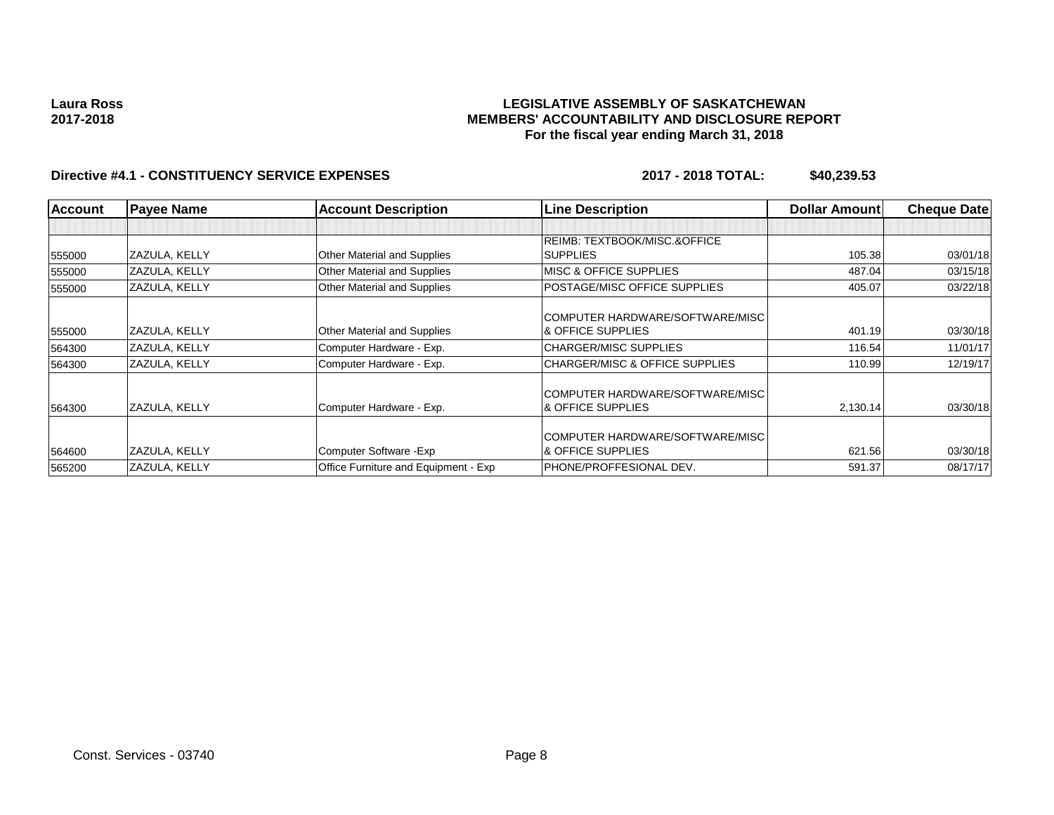**Laura Ross**
**2017-2018**

# LEGISLATIVE ASSEMBLY OF SASKATCHEWAN
## MEMBERS' ACCOUNTABILITY AND DISCLOSURE REPORT
### For the fiscal year ending March 31, 2018

**Directive #4.1 - CONSTITUENCY SERVICE EXPENSES** **2017 - 2018 TOTAL: $40,239.53**

| Account | Payee Name | Account Description | Line Description | Dollar Amount | Cheque Date |
|---|---|---|---|---|---|
| | | | | | |
| 555000 | ZAZULA, KELLY | Other Material and Supplies | REIMB: TEXTBOOK/MISC.&OFFICE SUPPLIES | 105.38 | 03/01/18 |
| 555000 | ZAZULA, KELLY | Other Material and Supplies | MISC & OFFICE SUPPLIES | 487.04 | 03/15/18 |
| 555000 | ZAZULA, KELLY | Other Material and Supplies | POSTAGE/MISC OFFICE SUPPLIES | 405.07 | 03/22/18 |
| 555000 | ZAZULA, KELLY | Other Material and Supplies | COMPUTER HARDWARE/SOFTWARE/MISC & OFFICE SUPPLIES | 401.19 | 03/30/18 |
| 564300 | ZAZULA, KELLY | Computer Hardware - Exp. | CHARGER/MISC SUPPLIES | 116.54 | 11/01/17 |
| 564300 | ZAZULA, KELLY | Computer Hardware - Exp. | CHARGER/MISC & OFFICE SUPPLIES | 110.99 | 12/19/17 |
| 564300 | ZAZULA, KELLY | Computer Hardware - Exp. | COMPUTER HARDWARE/SOFTWARE/MISC & OFFICE SUPPLIES | 2,130.14 | 03/30/18 |
| 564600 | ZAZULA, KELLY | Computer Software -Exp | COMPUTER HARDWARE/SOFTWARE/MISC & OFFICE SUPPLIES | 621.56 | 03/30/18 |
| 565200 | ZAZULA, KELLY | Office Furniture and Equipment - Exp | PHONE/PROFFESIONAL DEV. | 591.37 | 08/17/17 |

Const. Services - 03740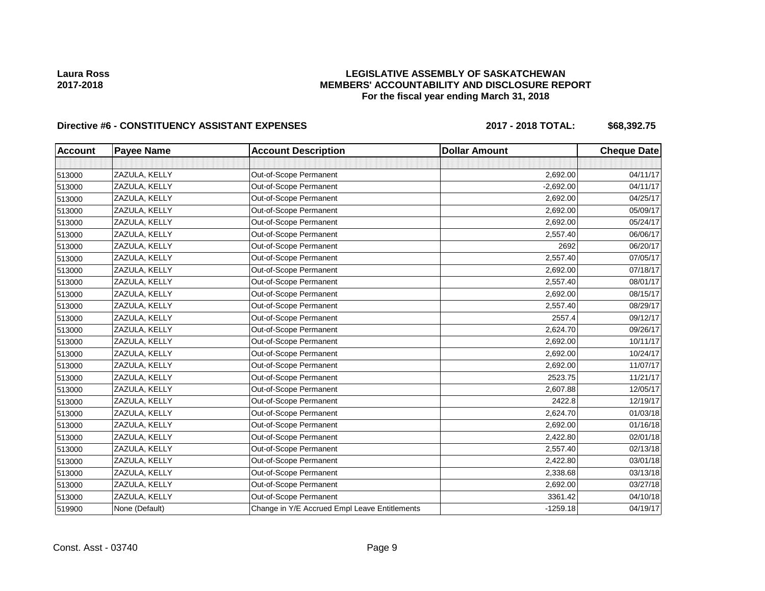**Laura Ross**
**2017-2018**

# LEGISLATIVE ASSEMBLY OF SASKATCHEWAN
## MEMBERS' ACCOUNTABILITY AND DISCLOSURE REPORT
### For the fiscal year ending March 31, 2018

**Directive #6 - CONSTITUENCY ASSISTANT EXPENSES** **2017 - 2018 TOTAL: $68,392.75**

| Account | Payee Name | Account Description | Dollar Amount | Cheque Date |
|---|---|---|---|---|
| | | | | |
| 513000 | ZAZULA, KELLY | Out-of-Scope Permanent | 2,692.00 | 04/11/17 |
| 513000 | ZAZULA, KELLY | Out-of-Scope Permanent | -2,692.00 | 04/11/17 |
| 513000 | ZAZULA, KELLY | Out-of-Scope Permanent | 2,692.00 | 04/25/17 |
| 513000 | ZAZULA, KELLY | Out-of-Scope Permanent | 2,692.00 | 05/09/17 |
| 513000 | ZAZULA, KELLY | Out-of-Scope Permanent | 2,692.00 | 05/24/17 |
| 513000 | ZAZULA, KELLY | Out-of-Scope Permanent | 2,557.40 | 06/06/17 |
| 513000 | ZAZULA, KELLY | Out-of-Scope Permanent | 2692 | 06/20/17 |
| 513000 | ZAZULA, KELLY | Out-of-Scope Permanent | 2,557.40 | 07/05/17 |
| 513000 | ZAZULA, KELLY | Out-of-Scope Permanent | 2,692.00 | 07/18/17 |
| 513000 | ZAZULA, KELLY | Out-of-Scope Permanent | 2,557.40 | 08/01/17 |
| 513000 | ZAZULA, KELLY | Out-of-Scope Permanent | 2,692.00 | 08/15/17 |
| 513000 | ZAZULA, KELLY | Out-of-Scope Permanent | 2,557.40 | 08/29/17 |
| 513000 | ZAZULA, KELLY | Out-of-Scope Permanent | 2557.4 | 09/12/17 |
| 513000 | ZAZULA, KELLY | Out-of-Scope Permanent | 2,624.70 | 09/26/17 |
| 513000 | ZAZULA, KELLY | Out-of-Scope Permanent | 2,692.00 | 10/11/17 |
| 513000 | ZAZULA, KELLY | Out-of-Scope Permanent | 2,692.00 | 10/24/17 |
| 513000 | ZAZULA, KELLY | Out-of-Scope Permanent | 2,692.00 | 11/07/17 |
| 513000 | ZAZULA, KELLY | Out-of-Scope Permanent | 2523.75 | 11/21/17 |
| 513000 | ZAZULA, KELLY | Out-of-Scope Permanent | 2,607.88 | 12/05/17 |
| 513000 | ZAZULA, KELLY | Out-of-Scope Permanent | 2422.8 | 12/19/17 |
| 513000 | ZAZULA, KELLY | Out-of-Scope Permanent | 2,624.70 | 01/03/18 |
| 513000 | ZAZULA, KELLY | Out-of-Scope Permanent | 2,692.00 | 01/16/18 |
| 513000 | ZAZULA, KELLY | Out-of-Scope Permanent | 2,422.80 | 02/01/18 |
| 513000 | ZAZULA, KELLY | Out-of-Scope Permanent | 2,557.40 | 02/13/18 |
| 513000 | ZAZULA, KELLY | Out-of-Scope Permanent | 2,422.80 | 03/01/18 |
| 513000 | ZAZULA, KELLY | Out-of-Scope Permanent | 2,338.68 | 03/13/18 |
| 513000 | ZAZULA, KELLY | Out-of-Scope Permanent | 2,692.00 | 03/27/18 |
| 513000 | ZAZULA, KELLY | Out-of-Scope Permanent | 3361.42 | 04/10/18 |
| 519900 | None (Default) | Change in Y/E Accrued Empl Leave Entitlements | -1259.18 | 04/19/17 |

Const. Asst - 03740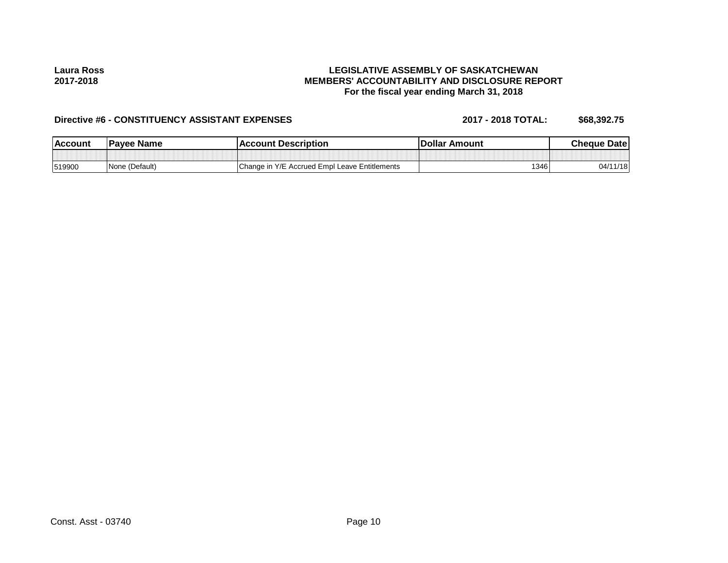Laura Ross
2017-2018

**LEGISLATIVE ASSEMBLY OF SASKATCHEWAN**
**MEMBERS' ACCOUNTABILITY AND DISCLOSURE REPORT**
**For the fiscal year ending March 31, 2018**

**Directive #6 - CONSTITUENCY ASSISTANT EXPENSES** **2017 - 2018 TOTAL: $68,392.75**

| Account | Payee Name | Account Description | Dollar Amount | Cheque Date |
|---|---|---|---|---|
| | | | | |
| 519900 | None (Default) | Change in Y/E Accrued Empl Leave Entitlements | 1346 | 04/11/18 |

Const. Asst - 03740